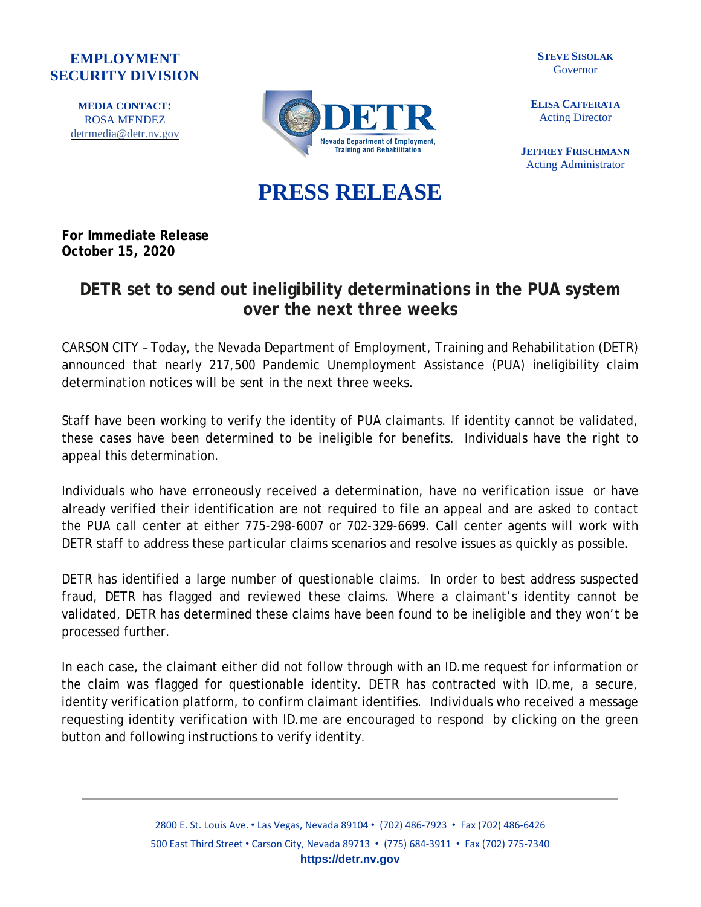**EMPLOYMENT SECURITY DIVISION**

**MEDIA CONTACT:**
ROSA MENDEZ
detrmedia@detr.nv.gov

DETR
Nevada Department of Employment, Training and Rehabilitation

**STEVE SISOLAK**
Governor

**ELISA CAFFERATA**
Acting Director

**JEFFREY FRISCHMANN**
Acting Administrator

# PRESS RELEASE

**For Immediate Release**
**October 15, 2020**

## DETR set to send out ineligibility determinations in the PUA system over the next three weeks

CARSON CITY – Today, the Nevada Department of Employment, Training and Rehabilitation (DETR) announced that nearly 217,500 Pandemic Unemployment Assistance (PUA) ineligibility claim determination notices will be sent in the next three weeks.

Staff have been working to verify the identity of PUA claimants. If identity cannot be validated, these cases have been determined to be ineligible for benefits. Individuals have the right to appeal this determination.

Individuals who have erroneously received a determination, have no verification issue or have already verified their identification are not required to file an appeal and are asked to contact the PUA call center at either 775-298-6007 or 702-329-6699. Call center agents will work with DETR staff to address these particular claims scenarios and resolve issues as quickly as possible.

DETR has identified a large number of questionable claims. In order to best address suspected fraud, DETR has flagged and reviewed these claims. Where a claimant's identity cannot be validated, DETR has determined these claims have been found to be ineligible and they won't be processed further.

In each case, the claimant either did not follow through with an ID.me request for information or the claim was flagged for questionable identity. DETR has contracted with ID.me, a secure, identity verification platform, to confirm claimant identifies. Individuals who received a message requesting identity verification with ID.me are encouraged to respond by clicking on the green button and following instructions to verify identity.

2800 E. St. Louis Ave. • Las Vegas, Nevada 89104 • (702) 486-7923 • Fax (702) 486-6426
500 East Third Street • Carson City, Nevada 89713 • (775) 684-3911 • Fax (702) 775-7340
**https://detr.nv.gov**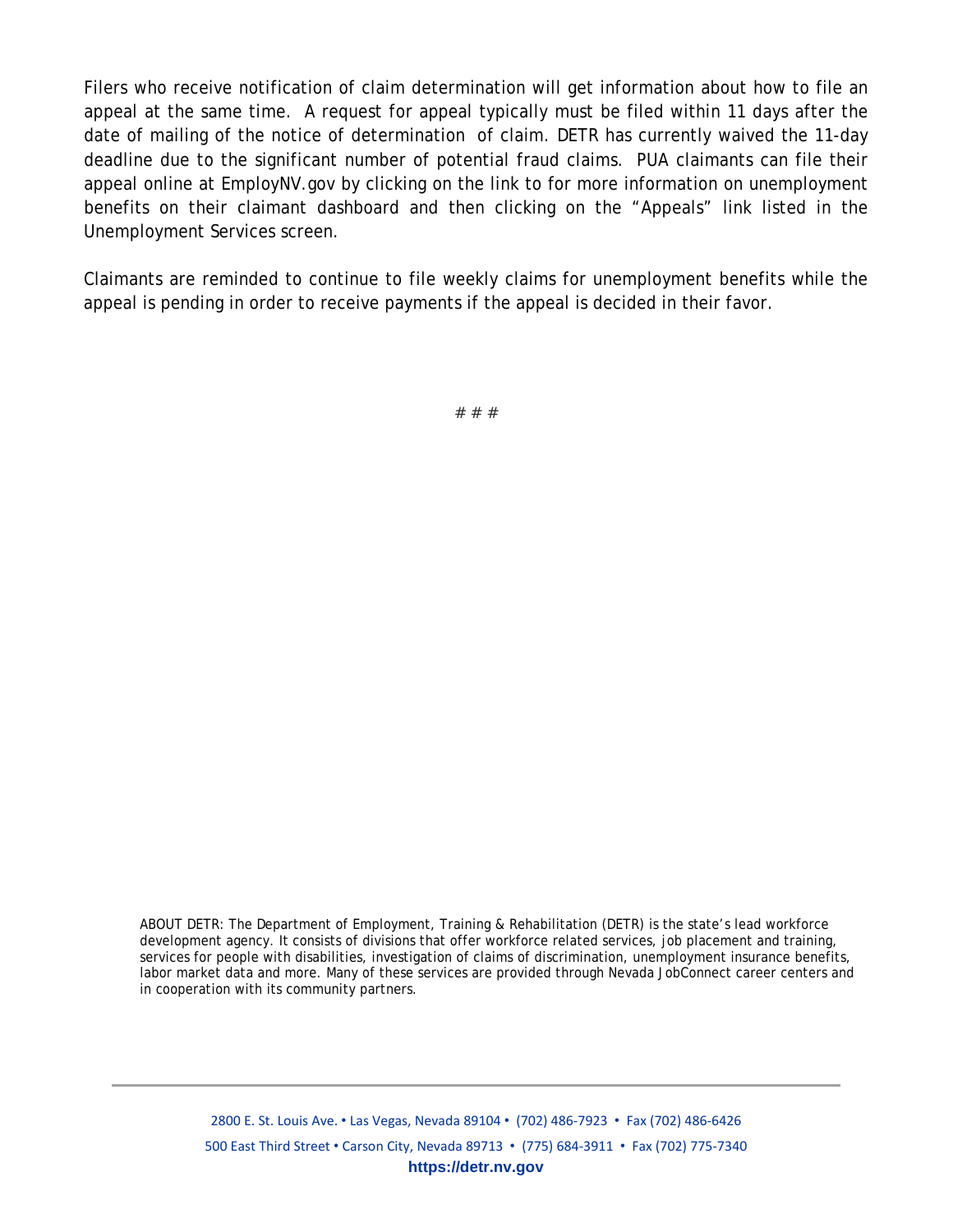Filers who receive notification of claim determination will get information about how to file an appeal at the same time. A request for appeal typically must be filed within 11 days after the date of mailing of the notice of determination of claim. DETR has currently waived the 11-day deadline due to the significant number of potential fraud claims. PUA claimants can file their appeal online at EmployNV.gov by clicking on the link to for more information on unemployment benefits on their claimant dashboard and then clicking on the "Appeals" link listed in the Unemployment Services screen.

Claimants are reminded to continue to file weekly claims for unemployment benefits while the appeal is pending in order to receive payments if the appeal is decided in their favor.

# # #

ABOUT DETR: The Department of Employment, Training & Rehabilitation (DETR) is the state's lead workforce development agency. It consists of divisions that offer workforce related services, job placement and training, services for people with disabilities, investigation of claims of discrimination, unemployment insurance benefits, labor market data and more. Many of these services are provided through Nevada JobConnect career centers and in cooperation with its community partners.

2800 E. St. Louis Ave. • Las Vegas, Nevada 89104 • (702) 486-7923 • Fax (702) 486-6426
500 East Third Street • Carson City, Nevada 89713 • (775) 684-3911 • Fax (702) 775-7340
**https://detr.nv.gov**